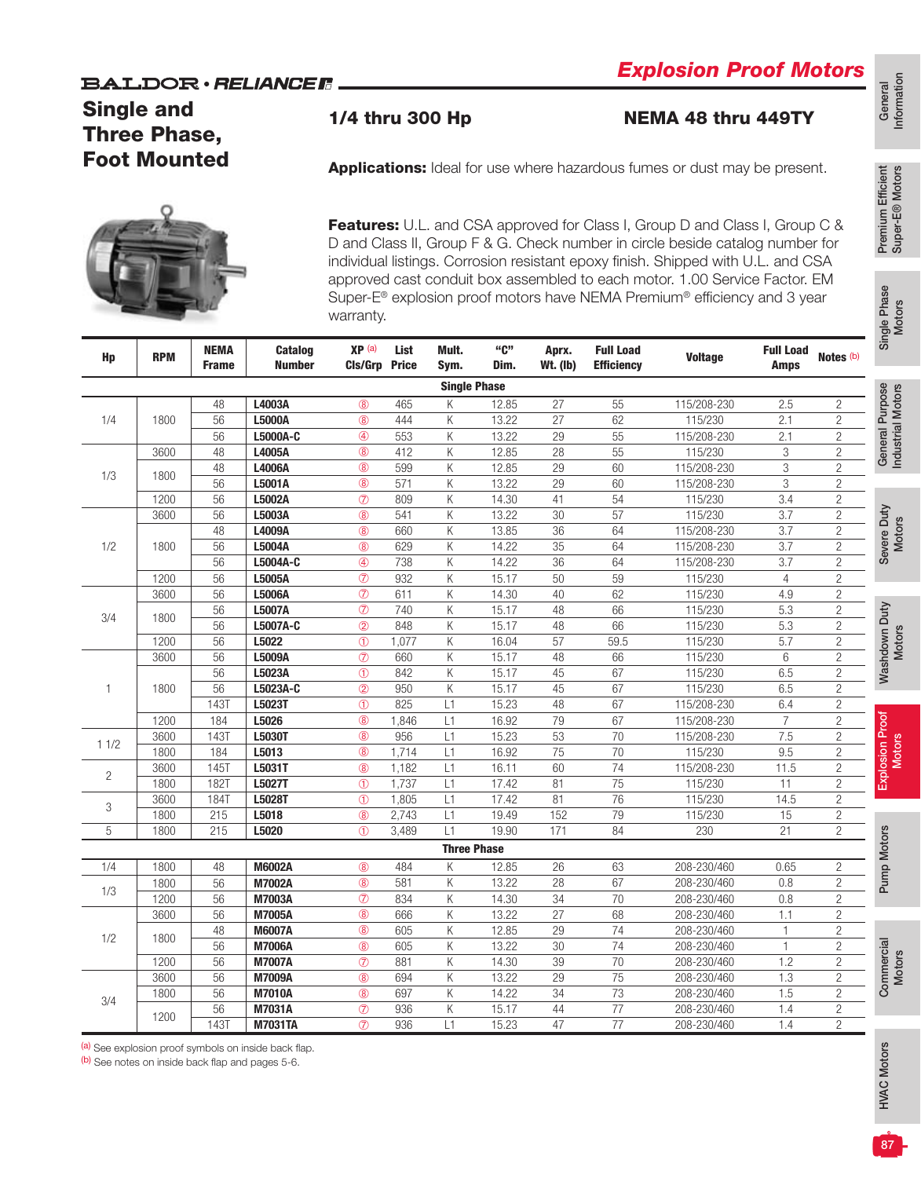BALDOR • RELIANCE

# Explosion Proof Motors

## Single and Three Phase, Foot Mounted

### 1/4 thru 300 Hp

### NEMA 48 thru 449TY

**Applications:** Ideal for use where hazardous fumes or dust may be present.

**Features:** U.L. and CSA approved for Class I, Group D and Class I, Group C & D and Class II, Group F & G. Check number in circle beside catalog number for individual listings. Corrosion resistant epoxy finish. Shipped with U.L. and CSA approved cast conduit box assembled to each motor. 1.00 Service Factor. EM Super-E® explosion proof motors have NEMA Premium® efficiency and 3 year warranty.

| Hp | RPM | NEMA Frame | Catalog Number | XP [a] Cls/Grp | List Price | Mult. Sym. | "C" Dim. | Aprx. Wt. (lb) | Full Load Efficiency | Voltage | Full Load Amps | Notes [b] |
|---|---|---|---|---|---|---|---|---|---|---|---|---|
| **Single Phase** | | | | | | | | | | | | |
| 1/4 | 1800 | 48 | **L4003A** | ⑧ | 465 | K | 12.85 | 27 | 55 | 115/208-230 | 2.5 | 2 |
| | | 56 | **L5000A** | ⑧ | 444 | K | 13.22 | 27 | 62 | 115/230 | 2.1 | 2 |
| | | 56 | **L5000A-C** | ④ | 553 | K | 13.22 | 29 | 55 | 115/208-230 | 2.1 | 2 |
| 1/3 | 3600 | 48 | **L4005A** | ⑧ | 412 | K | 12.85 | 28 | 55 | 115/230 | 3 | 2 |
| | 1800 | 48 | **L4006A** | ⑧ | 599 | K | 12.85 | 29 | 60 | 115/208-230 | 3 | 2 |
| | | 56 | **L5001A** | ⑧ | 571 | K | 13.22 | 29 | 60 | 115/208-230 | 3 | 2 |
| | 1200 | 56 | **L5002A** | ⑦ | 809 | K | 14.30 | 41 | 54 | 115/230 | 3.4 | 2 |
| 1/2 | 3600 | 56 | **L5003A** | ⑧ | 541 | K | 13.22 | 30 | 57 | 115/230 | 3.7 | 2 |
| | 1800 | 48 | **L4009A** | ⑧ | 660 | K | 13.85 | 36 | 64 | 115/208-230 | 3.7 | 2 |
| | | 56 | **L5004A** | ⑧ | 629 | K | 14.22 | 35 | 64 | 115/208-230 | 3.7 | 2 |
| | | 56 | **L5004A-C** | ④ | 738 | K | 14.22 | 36 | 64 | 115/208-230 | 3.7 | 2 |
| | 1200 | 56 | **L5005A** | ⑦ | 932 | K | 15.17 | 50 | 59 | 115/230 | 4 | 2 |
| 3/4 | 3600 | 56 | **L5006A** | ⑦ | 611 | K | 14.30 | 40 | 62 | 115/230 | 4.9 | 2 |
| | 1800 | 56 | **L5007A** | ⑦ | 740 | K | 15.17 | 48 | 66 | 115/230 | 5.3 | 2 |
| | | 56 | **L5007A-C** | ② | 848 | K | 15.17 | 48 | 66 | 115/230 | 5.3 | 2 |
| | 1200 | 56 | **L5022** | ① | 1,077 | K | 16.04 | 57 | 59.5 | 115/230 | 5.7 | 2 |
| 1 | 3600 | 56 | **L5009A** | ⑦ | 660 | K | 15.17 | 48 | 66 | 115/230 | 6 | 2 |
| | 1800 | 56 | **L5023A** | ① | 842 | K | 15.17 | 45 | 67 | 115/230 | 6.5 | 2 |
| | | 56 | **L5023A-C** | ② | 950 | K | 15.17 | 45 | 67 | 115/230 | 6.5 | 2 |
| | | 143T | **L5023T** | ① | 825 | L1 | 15.23 | 48 | 67 | 115/208-230 | 6.4 | 2 |
| | 1200 | 184 | **L5026** | ⑧ | 1,846 | L1 | 16.92 | 79 | 67 | 115/208-230 | 7 | 2 |
| 1 1/2 | 3600 | 143T | **L5030T** | ⑧ | 956 | L1 | 15.23 | 53 | 70 | 115/208-230 | 7.5 | 2 |
| | 1800 | 184 | **L5013** | ⑧ | 1,714 | L1 | 16.92 | 75 | 70 | 115/230 | 9.5 | 2 |
| 2 | 3600 | 145T | **L5031T** | ⑧ | 1,182 | L1 | 16.11 | 60 | 74 | 115/208-230 | 11.5 | 2 |
| | 1800 | 182T | **L5027T** | ① | 1,737 | L1 | 17.42 | 81 | 75 | 115/230 | 11 | 2 |
| 3 | 3600 | 184T | **L5028T** | ① | 1,805 | L1 | 17.42 | 81 | 76 | 115/230 | 14.5 | 2 |
| | 1800 | 215 | **L5018** | ⑧ | 2,743 | L1 | 19.49 | 152 | 79 | 115/230 | 15 | 2 |
| 5 | 1800 | 215 | **L5020** | ① | 3,489 | L1 | 19.90 | 171 | 84 | 230 | 21 | 2 |
| **Three Phase** | | | | | | | | | | | | |
| 1/4 | 1800 | 48 | **M6002A** | ⑧ | 484 | K | 12.85 | 26 | 63 | 208-230/460 | 0.65 | 2 |
| 1/3 | 1800 | 56 | **M7002A** | ⑧ | 581 | K | 13.22 | 28 | 67 | 208-230/460 | 0.8 | 2 |
| | 1200 | 56 | **M7003A** | ⑦ | 834 | K | 14.30 | 34 | 70 | 208-230/460 | 0.8 | 2 |
| 1/2 | 3600 | 56 | **M7005A** | ⑧ | 666 | K | 13.22 | 27 | 68 | 208-230/460 | 1.1 | 2 |
| | 1800 | 48 | **M6007A** | ⑧ | 605 | K | 12.85 | 29 | 74 | 208-230/460 | 1 | 2 |
| | | 56 | **M7006A** | ⑧ | 605 | K | 13.22 | 30 | 74 | 208-230/460 | 1 | 2 |
| | 1200 | 56 | **M7007A** | ⑦ | 881 | K | 14.30 | 39 | 70 | 208-230/460 | 1.2 | 2 |
| 3/4 | 3600 | 56 | **M7009A** | ⑧ | 694 | K | 13.22 | 29 | 75 | 208-230/460 | 1.3 | 2 |
| | 1800 | 56 | **M7010A** | ⑧ | 697 | K | 14.22 | 34 | 73 | 208-230/460 | 1.5 | 2 |
| | 1200 | 56 | **M7031A** | ⑦ | 936 | K | 15.17 | 44 | 77 | 208-230/460 | 1.4 | 2 |
| | | 143T | **M7031TA** | ⑦ | 936 | L1 | 15.23 | 47 | 77 | 208-230/460 | 1.4 | 2 |

[a] See explosion proof symbols on inside back flap.
[b] See notes on inside back flap and pages 5-6.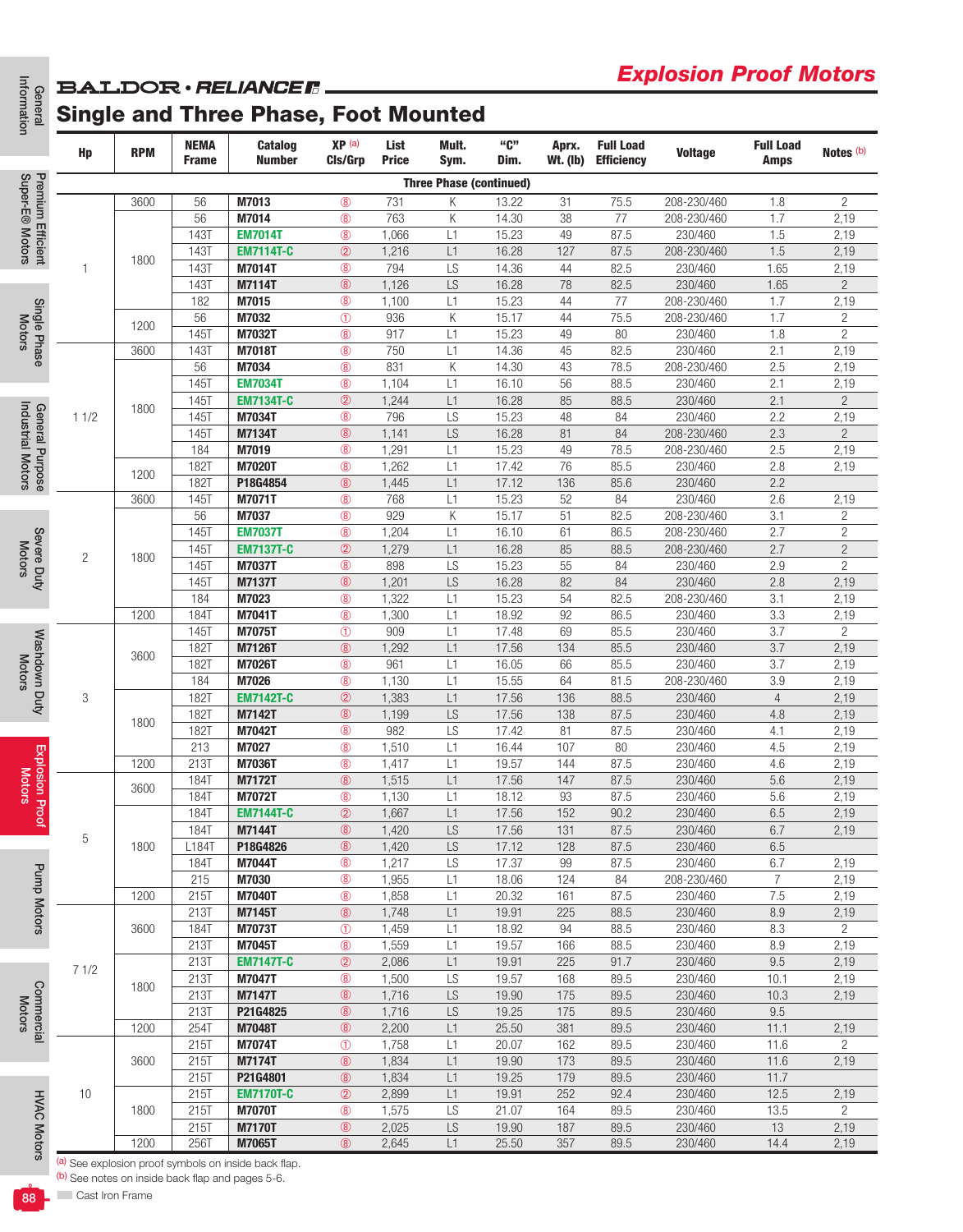## Explosion Proof Motors

# Single and Three Phase, Foot Mounted

| Hp | RPM | NEMA Frame | Catalog Number | XP (a) Cls/Grp | List Price | Mult. Sym. | "C" Dim. | Aprx. Wt. (lb) | Full Load Efficiency | Voltage | Full Load Amps | Notes (b) |
|---|---|---|---|---|---|---|---|---|---|---|---|---|
| **Three Phase (continued)** | | | | | | | | | | | | |
| 1 | 3600 | 56 | M7013 | ⑧ | 731 | K | 13.22 | 31 | 75.5 | 208-230/460 | 1.8 | 2 |
| | 1800 | 56 | M7014 | ⑧ | 763 | K | 14.30 | 38 | 77 | 208-230/460 | 1.7 | 2,19 |
| | | 143T | EM7014T | ⑧ | 1,066 | L1 | 15.23 | 49 | 87.5 | 230/460 | 1.5 | 2,19 |
| | | 143T | EM7114T-C | ② | 1,216 | L1 | 16.28 | 127 | 87.5 | 208-230/460 | 1.5 | 2,19 |
| | | 143T | M7014T | ⑧ | 794 | LS | 14.36 | 44 | 82.5 | 230/460 | 1.65 | 2,19 |
| | | 143T | M7114T | ⑧ | 1,126 | LS | 16.28 | 78 | 82.5 | 230/460 | 1.65 | 2 |
| | | 182 | M7015 | ⑧ | 1,100 | L1 | 15.23 | 44 | 77 | 208-230/460 | 1.7 | 2,19 |
| | 1200 | 56 | M7032 | ① | 936 | K | 15.17 | 44 | 75.5 | 208-230/460 | 1.7 | 2 |
| | | 145T | M7032T | ⑧ | 917 | L1 | 15.23 | 49 | 80 | 230/460 | 1.8 | 2 |
| 1 1/2 | 3600 | 143T | M7018T | ⑧ | 750 | L1 | 14.36 | 45 | 82.5 | 230/460 | 2.1 | 2,19 |
| | 1800 | 56 | M7034 | ⑧ | 831 | K | 14.30 | 43 | 78.5 | 208-230/460 | 2.5 | 2,19 |
| | | 145T | EM7034T | ⑧ | 1,104 | L1 | 16.10 | 56 | 88.5 | 230/460 | 2.1 | 2,19 |
| | | 145T | EM7134T-C | ② | 1,244 | L1 | 16.28 | 85 | 88.5 | 230/460 | 2.1 | 2 |
| | | 145T | M7034T | ⑧ | 796 | LS | 15.23 | 48 | 84 | 230/460 | 2.2 | 2,19 |
| | | 145T | M7134T | ⑧ | 1,141 | LS | 16.28 | 81 | 84 | 208-230/460 | 2.3 | 2 |
| | | 184 | M7019 | ⑧ | 1,291 | L1 | 15.23 | 49 | 78.5 | 208-230/460 | 2.5 | 2,19 |
| | 1200 | 182T | M7020T | ⑧ | 1,262 | L1 | 17.42 | 76 | 85.5 | 230/460 | 2.8 | 2,19 |
| | | 182T | P18G4854 | ⑧ | 1,445 | L1 | 17.12 | 136 | 85.6 | 230/460 | 2.2 | |
| 2 | 3600 | 145T | M7071T | ⑧ | 768 | L1 | 15.23 | 52 | 84 | 230/460 | 2.6 | 2,19 |
| | 1800 | 56 | M7037 | ⑧ | 929 | K | 15.17 | 51 | 82.5 | 208-230/460 | 3.1 | 2 |
| | | 145T | EM7037T | ⑧ | 1,204 | L1 | 16.10 | 61 | 86.5 | 208-230/460 | 2.7 | 2 |
| | | 145T | EM7137T-C | ② | 1,279 | L1 | 16.28 | 85 | 88.5 | 208-230/460 | 2.7 | 2 |
| | | 145T | M7037T | ⑧ | 898 | LS | 15.23 | 55 | 84 | 230/460 | 2.9 | 2 |
| | | 145T | M7137T | ⑧ | 1,201 | LS | 16.28 | 82 | 84 | 230/460 | 2.8 | 2,19 |
| | | 184 | M7023 | ⑧ | 1,322 | L1 | 15.23 | 54 | 82.5 | 208-230/460 | 3.1 | 2,19 |
| | 1200 | 184T | M7041T | ⑧ | 1,300 | L1 | 18.92 | 92 | 86.5 | 230/460 | 3.3 | 2,19 |
| 3 | 3600 | 145T | M7075T | ① | 909 | L1 | 17.48 | 69 | 85.5 | 230/460 | 3.7 | 2 |
| | | 182T | M7126T | ⑧ | 1,292 | L1 | 17.56 | 134 | 85.5 | 230/460 | 3.7 | 2,19 |
| | | 182T | M7026T | ⑧ | 961 | L1 | 16.05 | 66 | 85.5 | 230/460 | 3.7 | 2,19 |
| | | 184 | M7026 | ⑧ | 1,130 | L1 | 15.55 | 64 | 81.5 | 208-230/460 | 3.9 | 2,19 |
| | 1800 | 182T | EM7142T-C | ② | 1,383 | L1 | 17.56 | 136 | 88.5 | 230/460 | 4 | 2,19 |
| | | 182T | M7142T | ⑧ | 1,199 | LS | 17.56 | 138 | 87.5 | 230/460 | 4.8 | 2,19 |
| | | 182T | M7042T | ⑧ | 982 | LS | 17.42 | 81 | 87.5 | 230/460 | 4.1 | 2,19 |
| | | 213 | M7027 | ⑧ | 1,510 | L1 | 16.44 | 107 | 80 | 230/460 | 4.5 | 2,19 |
| | 1200 | 213T | M7036T | ⑧ | 1,417 | L1 | 19.57 | 144 | 87.5 | 230/460 | 4.6 | 2,19 |
| 5 | 3600 | 184T | M7172T | ⑧ | 1,515 | L1 | 17.56 | 147 | 87.5 | 230/460 | 5.6 | 2,19 |
| | | 184T | M7072T | ⑧ | 1,130 | L1 | 18.12 | 93 | 87.5 | 230/460 | 5.6 | 2,19 |
| | 1800 | 184T | EM7144T-C | ② | 1,667 | L1 | 17.56 | 152 | 90.2 | 230/460 | 6.5 | 2,19 |
| | | 184T | M7144T | ⑧ | 1,420 | LS | 17.56 | 131 | 87.5 | 230/460 | 6.7 | 2,19 |
| | | L184T | P18G4826 | ⑧ | 1,420 | LS | 17.12 | 128 | 87.5 | 230/460 | 6.5 | |
| | | 184T | M7044T | ⑧ | 1,217 | LS | 17.37 | 99 | 87.5 | 230/460 | 6.7 | 2,19 |
| | | 215 | M7030 | ⑧ | 1,955 | L1 | 18.06 | 124 | 84 | 208-230/460 | 7 | 2,19 |
| | 1200 | 215T | M7040T | ⑧ | 1,858 | L1 | 20.32 | 161 | 87.5 | 230/460 | 7.5 | 2,19 |
| 7 1/2 | 3600 | 213T | M7145T | ⑧ | 1,748 | L1 | 19.91 | 225 | 88.5 | 230/460 | 8.9 | 2,19 |
| | | 184T | M7073T | ① | 1,459 | L1 | 18.92 | 94 | 88.5 | 230/460 | 8.3 | 2 |
| | | 213T | M7045T | ⑧ | 1,559 | L1 | 19.57 | 166 | 88.5 | 230/460 | 8.9 | 2,19 |
| | 1800 | 213T | EM7147T-C | ② | 2,086 | L1 | 19.91 | 225 | 91.7 | 230/460 | 9.5 | 2,19 |
| | | 213T | M7047T | ⑧ | 1,500 | LS | 19.57 | 168 | 89.5 | 230/460 | 10.1 | 2,19 |
| | | 213T | M7147T | ⑧ | 1,716 | LS | 19.90 | 175 | 89.5 | 230/460 | 10.3 | 2,19 |
| | | 213T | P21G4825 | ⑧ | 1,716 | LS | 19.25 | 175 | 89.5 | 230/460 | 9.5 | |
| | 1200 | 254T | M7048T | ⑧ | 2,200 | L1 | 25.50 | 381 | 89.5 | 230/460 | 11.1 | 2,19 |
| 10 | 3600 | 215T | M7074T | ① | 1,758 | L1 | 20.07 | 162 | 89.5 | 230/460 | 11.6 | 2 |
| | | 215T | M7174T | ⑧ | 1,834 | L1 | 19.90 | 173 | 89.5 | 230/460 | 11.6 | 2,19 |
| | | 215T | P21G4801 | ⑧ | 1,834 | L1 | 19.25 | 179 | 89.5 | 230/460 | 11.7 | |
| | 1800 | 215T | EM7170T-C | ② | 2,899 | L1 | 19.91 | 252 | 92.4 | 230/460 | 12.5 | 2,19 |
| | | 215T | M7070T | ⑧ | 1,575 | LS | 21.07 | 164 | 89.5 | 230/460 | 13.5 | 2 |
| | | 215T | M7170T | ⑧ | 2,025 | LS | 19.90 | 187 | 89.5 | 230/460 | 13 | 2,19 |
| | 1200 | 256T | M7065T | ⑧ | 2,645 | L1 | 25.50 | 357 | 89.5 | 230/460 | 14.4 | 2,19 |

(a) See explosion proof symbols on inside back flap.
(b) See notes on inside back flap and pages 5-6.
Cast Iron Frame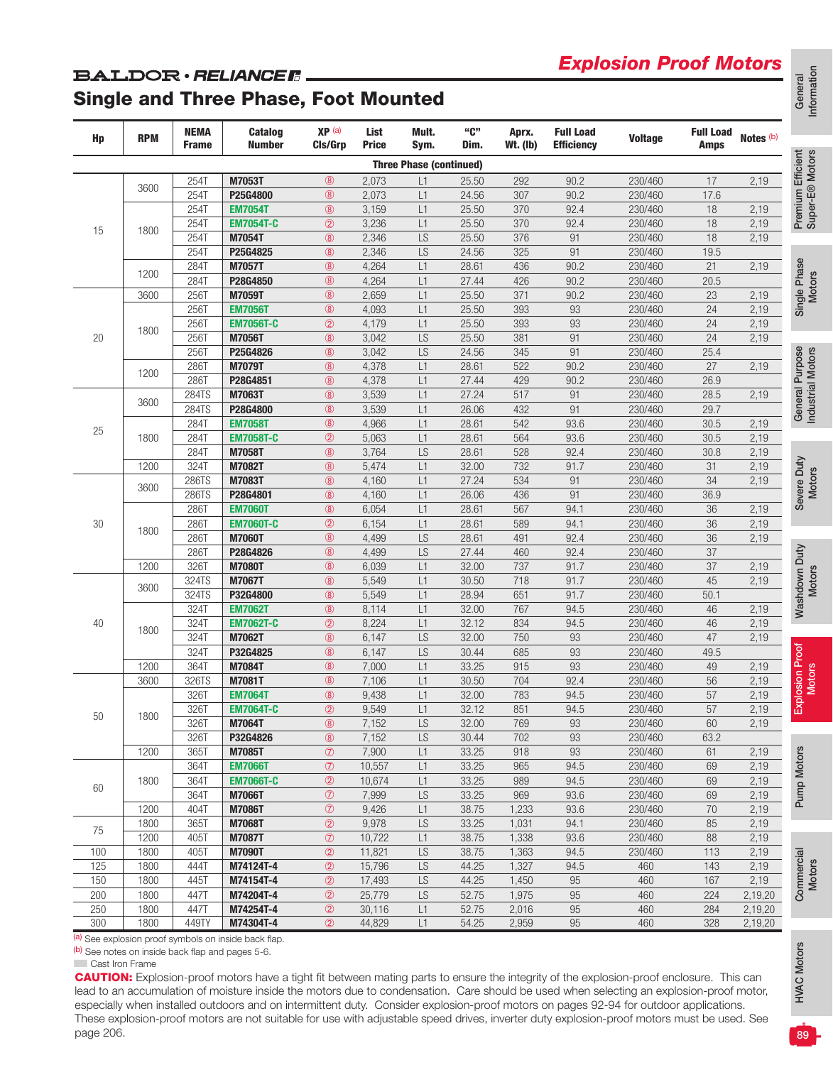# Explosion Proof Motors

## Single and Three Phase, Foot Mounted

| Hp | RPM | NEMA Frame | Catalog Number | XP (a) Cls/Grp | List Price | Mult. Sym. | "C" Dim. | Aprx. Wt. (lb) | Full Load Efficiency | Voltage | Full Load Amps | Notes (b) |
|---|---|---|---|---|---|---|---|---|---|---|---|---|
| | | | | | | **Three Phase (continued)** | | | | | | |
| 15 | 3600 | 254T | **M7053T** | ⑧ | 2,073 | L1 | 25.50 | 292 | 90.2 | 230/460 | 17 | 2,19 |
| | | 254T | **P25G4800** | ⑧ | 2,073 | L1 | 24.56 | 307 | 90.2 | 230/460 | 17.6 | |
| | 1800 | 254T | **EM7054T** | ⑧ | 3,159 | L1 | 25.50 | 370 | 92.4 | 230/460 | 18 | 2,19 |
| | | 254T | **EM7054T-C** | ② | 3,236 | L1 | 25.50 | 370 | 92.4 | 230/460 | 18 | 2,19 |
| | | 254T | **M7054T** | ⑧ | 2,346 | LS | 25.50 | 376 | 91 | 230/460 | 18 | 2,19 |
| | | 254T | **P25G4825** | ⑧ | 2,346 | LS | 24.56 | 325 | 91 | 230/460 | 19.5 | |
| | 1200 | 284T | **M7057T** | ⑧ | 4,264 | L1 | 28.61 | 436 | 90.2 | 230/460 | 21 | 2,19 |
| | | 284T | **P28G4850** | ⑧ | 4,264 | L1 | 27.44 | 426 | 90.2 | 230/460 | 20.5 | |
| 20 | 3600 | 256T | **M7059T** | ⑧ | 2,659 | L1 | 25.50 | 371 | 90.2 | 230/460 | 23 | 2,19 |
| | 1800 | 256T | **EM7056T** | ⑧ | 4,093 | L1 | 25.50 | 393 | 93 | 230/460 | 24 | 2,19 |
| | | 256T | **EM7056T-C** | ② | 4,179 | L1 | 25.50 | 393 | 93 | 230/460 | 24 | 2,19 |
| | | 256T | **M7056T** | ⑧ | 3,042 | LS | 25.50 | 381 | 91 | 230/460 | 24 | 2,19 |
| | | 256T | **P25G4826** | ⑧ | 3,042 | LS | 24.56 | 345 | 91 | 230/460 | 25.4 | |
| | 1200 | 286T | **M7079T** | ⑧ | 4,378 | L1 | 28.61 | 522 | 90.2 | 230/460 | 27 | 2,19 |
| | | 286T | **P28G4851** | ⑧ | 4,378 | L1 | 27.44 | 429 | 90.2 | 230/460 | 26.9 | |
| 25 | 3600 | 284TS | **M7063T** | ⑧ | 3,539 | L1 | 27.24 | 517 | 91 | 230/460 | 28.5 | 2,19 |
| | | 284TS | **P28G4800** | ⑧ | 3,539 | L1 | 26.06 | 432 | 91 | 230/460 | 29.7 | |
| | 1800 | 284T | **EM7058T** | ⑧ | 4,966 | L1 | 28.61 | 542 | 93.6 | 230/460 | 30.5 | 2,19 |
| | | 284T | **EM7058T-C** | ② | 5,063 | L1 | 28.61 | 564 | 93.6 | 230/460 | 30.5 | 2,19 |
| | | 284T | **M7058T** | ⑧ | 3,764 | LS | 28.61 | 528 | 92.4 | 230/460 | 30.8 | 2,19 |
| | 1200 | 324T | **M7082T** | ⑧ | 5,474 | L1 | 32.00 | 732 | 91.7 | 230/460 | 31 | 2,19 |
| 30 | 3600 | 286TS | **M7083T** | ⑧ | 4,160 | L1 | 27.24 | 534 | 91 | 230/460 | 34 | 2,19 |
| | | 286TS | **P28G4801** | ⑧ | 4,160 | L1 | 26.06 | 436 | 91 | 230/460 | 36.9 | |
| | 1800 | 286T | **EM7060T** | ⑧ | 6,054 | L1 | 28.61 | 567 | 94.1 | 230/460 | 36 | 2,19 |
| | | 286T | **EM7060T-C** | ② | 6,154 | L1 | 28.61 | 589 | 94.1 | 230/460 | 36 | 2,19 |
| | | 286T | **M7060T** | ⑧ | 4,499 | LS | 28.61 | 491 | 92.4 | 230/460 | 36 | 2,19 |
| | | 286T | **P28G4826** | ⑧ | 4,499 | LS | 27.44 | 460 | 92.4 | 230/460 | 37 | |
| | 1200 | 326T | **M7080T** | ⑧ | 6,039 | L1 | 32.00 | 737 | 91.7 | 230/460 | 37 | 2,19 |
| 40 | 3600 | 324TS | **M7067T** | ⑧ | 5,549 | L1 | 30.50 | 718 | 91.7 | 230/460 | 45 | 2,19 |
| | | 324TS | **P32G4800** | ⑧ | 5,549 | L1 | 28.94 | 651 | 91.7 | 230/460 | 50.1 | |
| | 1800 | 324T | **EM7062T** | ⑧ | 8,114 | L1 | 32.00 | 767 | 94.5 | 230/460 | 46 | 2,19 |
| | | 324T | **EM7062T-C** | ② | 8,224 | L1 | 32.12 | 834 | 94.5 | 230/460 | 46 | 2,19 |
| | | 324T | **M7062T** | ⑧ | 6,147 | LS | 32.00 | 750 | 93 | 230/460 | 47 | 2,19 |
| | | 324T | **P32G4825** | ⑧ | 6,147 | LS | 30.44 | 685 | 93 | 230/460 | 49.5 | |
| | 1200 | 364T | **M7084T** | ⑧ | 7,000 | L1 | 33.25 | 915 | 93 | 230/460 | 49 | 2,19 |
| 50 | 3600 | 326TS | **M7081T** | ⑧ | 7,106 | L1 | 30.50 | 704 | 92.4 | 230/460 | 56 | 2,19 |
| | 1800 | 326T | **EM7064T** | ⑧ | 9,438 | L1 | 32.00 | 783 | 94.5 | 230/460 | 57 | 2,19 |
| | | 326T | **EM7064T-C** | ② | 9,549 | L1 | 32.12 | 851 | 94.5 | 230/460 | 57 | 2,19 |
| | | 326T | **M7064T** | ⑧ | 7,152 | LS | 32.00 | 769 | 93 | 230/460 | 60 | 2,19 |
| | | 326T | **P32G4826** | ⑧ | 7,152 | LS | 30.44 | 702 | 93 | 230/460 | 63.2 | |
| | 1200 | 365T | **M7085T** | ⑦ | 7,900 | L1 | 33.25 | 918 | 93 | 230/460 | 61 | 2,19 |
| 60 | 1800 | 364T | **EM7066T** | ⑦ | 10,557 | L1 | 33.25 | 965 | 94.5 | 230/460 | 69 | 2,19 |
| | | 364T | **EM7066T-C** | ② | 10,674 | L1 | 33.25 | 989 | 94.5 | 230/460 | 69 | 2,19 |
| | | 364T | **M7066T** | ⑦ | 7,999 | LS | 33.25 | 969 | 93.6 | 230/460 | 69 | 2,19 |
| | 1200 | 404T | **M7086T** | ⑦ | 9,426 | L1 | 38.75 | 1,233 | 93.6 | 230/460 | 70 | 2,19 |
| 75 | 1800 | 365T | **M7068T** | ② | 9,978 | LS | 33.25 | 1,031 | 94.1 | 230/460 | 85 | 2,19 |
| | 1200 | 405T | **M7087T** | ⑦ | 10,722 | L1 | 38.75 | 1,338 | 93.6 | 230/460 | 88 | 2,19 |
| 100 | 1800 | 405T | **M7090T** | ② | 11,821 | LS | 38.75 | 1,363 | 94.5 | 230/460 | 113 | 2,19 |
| 125 | 1800 | 444T | **M74124T-4** | ② | 15,796 | LS | 44.25 | 1,327 | 94.5 | 460 | 143 | 2,19 |
| 150 | 1800 | 445T | **M74154T-4** | ② | 17,493 | LS | 44.25 | 1,450 | 95 | 460 | 167 | 2,19 |
| 200 | 1800 | 447T | **M74204T-4** | ② | 25,779 | LS | 52.75 | 1,975 | 95 | 460 | 224 | 2,19,20 |
| 250 | 1800 | 447T | **M74254T-4** | ② | 30,116 | L1 | 52.75 | 2,016 | 95 | 460 | 284 | 2,19,20 |
| 300 | 1800 | 449TY | **M74304T-4** | ② | 44,829 | L1 | 54.25 | 2,959 | 95 | 460 | 328 | 2,19,20 |

(a) See explosion proof symbols on inside back flap.
(b) See notes on inside back flap and pages 5-6.
Cast Iron Frame

**CAUTION:** Explosion-proof motors have a tight fit between mating parts to ensure the integrity of the explosion-proof enclosure. This can lead to an accumulation of moisture inside the motors due to condensation. Care should be used when selecting an explosion-proof motor, especially when installed outdoors and on intermittent duty. Consider explosion-proof motors on pages 92-94 for outdoor applications. These explosion-proof motors are not suitable for use with adjustable speed drives, inverter duty explosion-proof motors must be used. See page 206.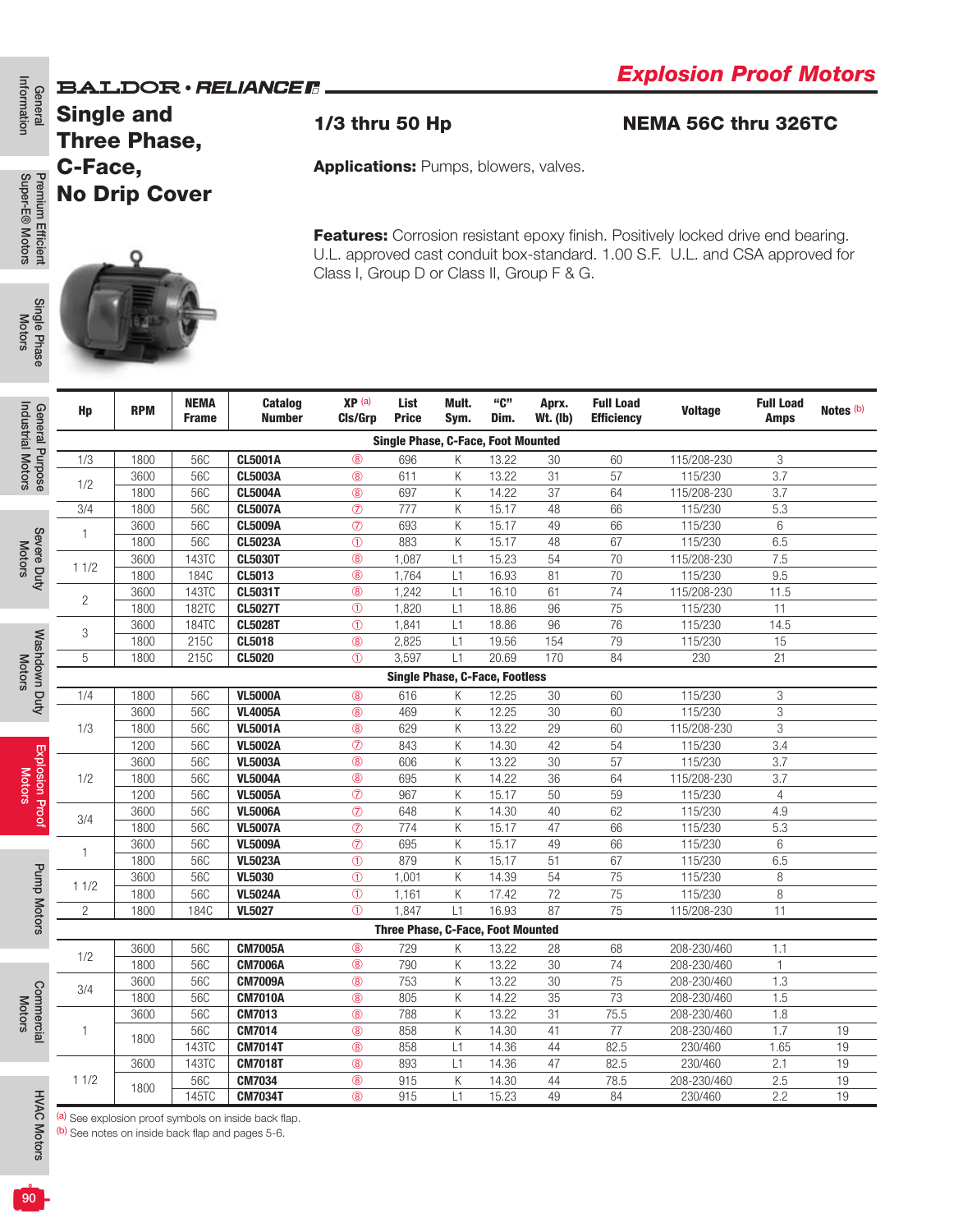# Explosion Proof Motors

## Single and Three Phase, C-Face, No Drip Cover

### 1/3 thru 50 Hp

### NEMA 56C thru 326TC

**Applications:** Pumps, blowers, valves.

**Features:** Corrosion resistant epoxy finish. Positively locked drive end bearing. U.L. approved cast conduit box-standard. 1.00 S.F. U.L. and CSA approved for Class I, Group D or Class II, Group F & G.

| Hp | RPM | NEMA Frame | Catalog Number | XP (a) Cls/Grp | List Price | Mult. Sym. | "C" Dim. | Aprx. Wt. (lb) | Full Load Efficiency | Voltage | Full Load Amps | Notes (b) |
|---|---|---|---|---|---|---|---|---|---|---|---|---|
| **Single Phase, C-Face, Foot Mounted** | | | | | | | | | | | | |
| 1/3 | 1800 | 56C | **CL5001A** | ⑧ | 696 | K | 13.22 | 30 | 60 | 115/208-230 | 3 | |
| 1/2 | 3600 | 56C | **CL5003A** | ⑧ | 611 | K | 13.22 | 31 | 57 | 115/230 | 3.7 | |
| | 1800 | 56C | **CL5004A** | ⑧ | 697 | K | 14.22 | 37 | 64 | 115/208-230 | 3.7 | |
| 3/4 | 1800 | 56C | **CL5007A** | ⑦ | 777 | K | 15.17 | 48 | 66 | 115/230 | 5.3 | |
| 1 | 3600 | 56C | **CL5009A** | ⑦ | 693 | K | 15.17 | 49 | 66 | 115/230 | 6 | |
| | 1800 | 56C | **CL5023A** | ① | 883 | K | 15.17 | 48 | 67 | 115/230 | 6.5 | |
| 1 1/2 | 3600 | 143TC | **CL5030T** | ⑧ | 1,087 | L1 | 15.23 | 54 | 70 | 115/208-230 | 7.5 | |
| | 1800 | 184C | **CL5013** | ⑧ | 1,764 | L1 | 16.93 | 81 | 70 | 115/230 | 9.5 | |
| 2 | 3600 | 143TC | **CL5031T** | ⑧ | 1,242 | L1 | 16.10 | 61 | 74 | 115/208-230 | 11.5 | |
| | 1800 | 182TC | **CL5027T** | ① | 1,820 | L1 | 18.86 | 96 | 75 | 115/230 | 11 | |
| 3 | 3600 | 184TC | **CL5028T** | ① | 1,841 | L1 | 18.86 | 96 | 76 | 115/230 | 14.5 | |
| | 1800 | 215C | **CL5018** | ⑧ | 2,825 | L1 | 19.56 | 154 | 79 | 115/230 | 15 | |
| 5 | 1800 | 215C | **CL5020** | ① | 3,597 | L1 | 20.69 | 170 | 84 | 230 | 21 | |
| **Single Phase, C-Face, Footless** | | | | | | | | | | | | |
| 1/4 | 1800 | 56C | **VL5000A** | ⑧ | 616 | K | 12.25 | 30 | 60 | 115/230 | 3 | |
| 1/3 | 3600 | 56C | **VL4005A** | ⑧ | 469 | K | 12.25 | 30 | 60 | 115/230 | 3 | |
| | 1800 | 56C | **VL5001A** | ⑧ | 629 | K | 13.22 | 29 | 60 | 115/208-230 | 3 | |
| | 1200 | 56C | **VL5002A** | ⑦ | 843 | K | 14.30 | 42 | 54 | 115/230 | 3.4 | |
| 1/2 | 3600 | 56C | **VL5003A** | ⑧ | 606 | K | 13.22 | 30 | 57 | 115/230 | 3.7 | |
| | 1800 | 56C | **VL5004A** | ⑧ | 695 | K | 14.22 | 36 | 64 | 115/208-230 | 3.7 | |
| | 1200 | 56C | **VL5005A** | ⑦ | 967 | K | 15.17 | 50 | 59 | 115/230 | 4 | |
| 3/4 | 3600 | 56C | **VL5006A** | ⑦ | 648 | K | 14.30 | 40 | 62 | 115/230 | 4.9 | |
| | 1800 | 56C | **VL5007A** | ⑦ | 774 | K | 15.17 | 47 | 66 | 115/230 | 5.3 | |
| 1 | 3600 | 56C | **VL5009A** | ⑦ | 695 | K | 15.17 | 49 | 66 | 115/230 | 6 | |
| | 1800 | 56C | **VL5023A** | ① | 879 | K | 15.17 | 51 | 67 | 115/230 | 6.5 | |
| 1 1/2 | 3600 | 56C | **VL5030** | ① | 1,001 | K | 14.39 | 54 | 75 | 115/230 | 8 | |
| | 1800 | 56C | **VL5024A** | ① | 1,161 | K | 17.42 | 72 | 75 | 115/230 | 8 | |
| 2 | 1800 | 184C | **VL5027** | ① | 1,847 | L1 | 16.93 | 87 | 75 | 115/208-230 | 11 | |
| **Three Phase, C-Face, Foot Mounted** | | | | | | | | | | | | |
| 1/2 | 3600 | 56C | **CM7005A** | ⑧ | 729 | K | 13.22 | 28 | 68 | 208-230/460 | 1.1 | |
| | 1800 | 56C | **CM7006A** | ⑧ | 790 | K | 13.22 | 30 | 74 | 208-230/460 | 1 | |
| 3/4 | 3600 | 56C | **CM7009A** | ⑧ | 753 | K | 13.22 | 30 | 75 | 208-230/460 | 1.3 | |
| | 1800 | 56C | **CM7010A** | ⑧ | 805 | K | 14.22 | 35 | 73 | 208-230/460 | 1.5 | |
| 1 | 3600 | 56C | **CM7013** | ⑧ | 788 | K | 13.22 | 31 | 75.5 | 208-230/460 | 1.8 | |
| | 1800 | 56C | **CM7014** | ⑧ | 858 | K | 14.30 | 41 | 77 | 208-230/460 | 1.7 | 19 |
| | | 143TC | **CM7014T** | ⑧ | 858 | L1 | 14.36 | 44 | 82.5 | 230/460 | 1.65 | 19 |
| 1 1/2 | 3600 | 143TC | **CM7018T** | ⑧ | 893 | L1 | 14.36 | 47 | 82.5 | 230/460 | 2.1 | 19 |
| | 1800 | 56C | **CM7034** | ⑧ | 915 | K | 14.30 | 44 | 78.5 | 208-230/460 | 2.5 | 19 |
| | | 145TC | **CM7034T** | ⑧ | 915 | L1 | 15.23 | 49 | 84 | 230/460 | 2.2 | 19 |

(a) See explosion proof symbols on inside back flap.

(b) See notes on inside back flap and pages 5-6.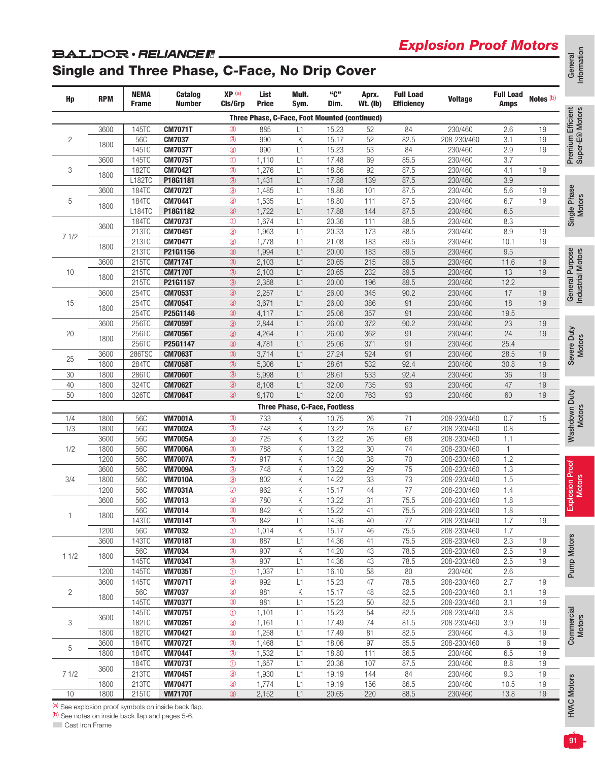# Explosion Proof Motors

## Single and Three Phase, C-Face, No Drip Cover

| Hp | RPM | NEMA Frame | Catalog Number | XP [(a)] Cls/Grp | List Price | Mult. Sym. | "C" Dim. | Aprx. Wt. (lb) | Full Load Efficiency | Voltage | Full Load Amps | Notes [(b)] |
|---|---|---|---|---|---|---|---|---|---|---|---|---|
| **Three Phase, C-Face, Foot Mounted (continued)** | | | | | | | | | | | | |
| 2 | 3600 | 145TC | **CM7071T** | ⑧ | 885 | L1 | 15.23 | 52 | 84 | 230/460 | 2.6 | 19 |
| | 1800 | 56C | **CM7037** | ⑧ | 990 | K | 15.17 | 52 | 82.5 | 208-230/460 | 3.1 | 19 |
| | | 145TC | **CM7037T** | ⑧ | 990 | L1 | 15.23 | 53 | 84 | 230/460 | 2.9 | 19 |
| 3 | 3600 | 145TC | **CM7075T** | ① | 1,110 | L1 | 17.48 | 69 | 85.5 | 230/460 | 3.7 | |
| | 1800 | 182TC | **CM7042T** | ⑧ | 1,276 | L1 | 18.86 | 92 | 87.5 | 230/460 | 4.1 | 19 |
| | | L182TC | **P18G1181** | ⑧ | 1,431 | L1 | 17.88 | 139 | 87.5 | 230/460 | 3.9 | |
| 5 | 3600 | 184TC | **CM7072T** | ⑧ | 1,485 | L1 | 18.86 | 101 | 87.5 | 230/460 | 5.6 | 19 |
| | 1800 | 184TC | **CM7044T** | ⑧ | 1,535 | L1 | 18.80 | 111 | 87.5 | 230/460 | 6.7 | 19 |
| | | L184TC | **P18G1182** | ⑧ | 1,722 | L1 | 17.88 | 144 | 87.5 | 230/460 | 6.5 | |
| 7 1/2 | 3600 | 184TC | **CM7073T** | ① | 1,674 | L1 | 20.36 | 111 | 88.5 | 230/460 | 8.3 | |
| | | 213TC | **CM7045T** | ⑧ | 1,963 | L1 | 20.33 | 173 | 88.5 | 230/460 | 8.9 | 19 |
| | 1800 | 213TC | **CM7047T** | ⑧ | 1,778 | L1 | 21.08 | 183 | 89.5 | 230/460 | 10.1 | 19 |
| | | 213TC | **P21G1156** | ⑧ | 1,994 | L1 | 20.00 | 183 | 89.5 | 230/460 | 9.5 | |
| 10 | 3600 | 215TC | **CM7174T** | ⑧ | 2,103 | L1 | 20.65 | 215 | 89.5 | 230/460 | 11.6 | 19 |
| | 1800 | 215TC | **CM7170T** | ⑧ | 2,103 | L1 | 20.65 | 232 | 89.5 | 230/460 | 13 | 19 |
| | | 215TC | **P21G1157** | ⑧ | 2,358 | L1 | 20.00 | 196 | 89.5 | 230/460 | 12.2 | |
| 15 | 3600 | 254TC | **CM7053T** | ⑧ | 2,257 | L1 | 26.00 | 345 | 90.2 | 230/460 | 17 | 19 |
| | 1800 | 254TC | **CM7054T** | ⑧ | 3,671 | L1 | 26.00 | 386 | 91 | 230/460 | 18 | 19 |
| | | 254TC | **P25G1146** | ⑧ | 4,117 | L1 | 25.06 | 357 | 91 | 230/460 | 19.5 | |
| 20 | 3600 | 256TC | **CM7059T** | ⑧ | 2,844 | L1 | 26.00 | 372 | 90.2 | 230/460 | 23 | 19 |
| | 1800 | 256TC | **CM7056T** | ⑧ | 4,264 | L1 | 26.00 | 362 | 91 | 230/460 | 24 | 19 |
| | | 256TC | **P25G1147** | ⑧ | 4,781 | L1 | 25.06 | 371 | 91 | 230/460 | 25.4 | |
| 25 | 3600 | 286TSC | **CM7063T** | ⑧ | 3,714 | L1 | 27.24 | 524 | 91 | 230/460 | 28.5 | 19 |
| | 1800 | 284TC | **CM7058T** | ⑧ | 5,306 | L1 | 28.61 | 532 | 92.4 | 230/460 | 30.8 | 19 |
| 30 | 1800 | 286TC | **CM7060T** | ⑧ | 5,998 | L1 | 28.61 | 533 | 92.4 | 230/460 | 36 | 19 |
| 40 | 1800 | 324TC | **CM7062T** | ⑧ | 8,108 | L1 | 32.00 | 735 | 93 | 230/460 | 47 | 19 |
| 50 | 1800 | 326TC | **CM7064T** | ⑧ | 9,170 | L1 | 32.00 | 763 | 93 | 230/460 | 60 | 19 |
| **Three Phase, C-Face, Footless** | | | | | | | | | | | | |
| 1/4 | 1800 | 56C | **VM7001A** | ⑧ | 733 | K | 10.75 | 26 | 71 | 208-230/460 | 0.7 | 15 |
| 1/3 | 1800 | 56C | **VM7002A** | ⑧ | 748 | K | 13.22 | 28 | 67 | 208-230/460 | 0.8 | |
| 1/2 | 3600 | 56C | **VM7005A** | ⑧ | 725 | K | 13.22 | 26 | 68 | 208-230/460 | 1.1 | |
| | 1800 | 56C | **VM7006A** | ⑧ | 788 | K | 13.22 | 30 | 74 | 208-230/460 | 1 | |
| | 1200 | 56C | **VM7007A** | ⑦ | 917 | K | 14.30 | 38 | 70 | 208-230/460 | 1.2 | |
| 3/4 | 3600 | 56C | **VM7009A** | ⑧ | 748 | K | 13.22 | 29 | 75 | 208-230/460 | 1.3 | |
| | 1800 | 56C | **VM7010A** | ⑧ | 802 | K | 14.22 | 33 | 73 | 208-230/460 | 1.5 | |
| | 1200 | 56C | **VM7031A** | ⑦ | 962 | K | 15.17 | 44 | 77 | 208-230/460 | 1.4 | |
| 1 | 3600 | 56C | **VM7013** | ⑧ | 780 | K | 13.22 | 31 | 75.5 | 208-230/460 | 1.8 | |
| | 1800 | 56C | **VM7014** | ⑧ | 842 | K | 15.22 | 41 | 75.5 | 208-230/460 | 1.8 | |
| | | 143TC | **VM7014T** | ⑧ | 842 | L1 | 14.36 | 40 | 77 | 208-230/460 | 1.7 | 19 |
| | 1200 | 56C | **VM7032** | ① | 1,014 | K | 15.17 | 46 | 75.5 | 208-230/460 | 1.7 | |
| 1 1/2 | 3600 | 143TC | **VM7018T** | ⑧ | 887 | L1 | 14.36 | 41 | 75.5 | 208-230/460 | 2.3 | 19 |
| | 1800 | 56C | **VM7034** | ⑧ | 907 | K | 14.20 | 43 | 78.5 | 208-230/460 | 2.5 | 19 |
| | | 145TC | **VM7034T** | ⑧ | 907 | L1 | 14.36 | 43 | 78.5 | 208-230/460 | 2.5 | 19 |
| | 1200 | 145TC | **VM7035T** | ① | 1,037 | L1 | 16.10 | 58 | 80 | 230/460 | 2.6 | |
| 2 | 3600 | 145TC | **VM7071T** | ⑧ | 992 | L1 | 15.23 | 47 | 78.5 | 208-230/460 | 2.7 | 19 |
| | 1800 | 56C | **VM7037** | ⑧ | 981 | K | 15.17 | 48 | 82.5 | 208-230/460 | 3.1 | 19 |
| | | 145TC | **VM7037T** | ⑧ | 981 | L1 | 15.23 | 50 | 82.5 | 208-230/460 | 3.1 | 19 |
| 3 | 3600 | 145TC | **VM7075T** | ① | 1,101 | L1 | 15.23 | 54 | 82.5 | 208-230/460 | 3.8 | |
| | | 182TC | **VM7026T** | ⑧ | 1,161 | L1 | 17.49 | 74 | 81.5 | 208-230/460 | 3.9 | 19 |
| | 1800 | 182TC | **VM7042T** | ⑧ | 1,258 | L1 | 17.49 | 81 | 82.5 | 230/460 | 4.3 | 19 |
| 5 | 3600 | 184TC | **VM7072T** | ⑧ | 1,468 | L1 | 18.06 | 97 | 85.5 | 208-230/460 | 6 | 19 |
| | 1800 | 184TC | **VM7044T** | ⑧ | 1,532 | L1 | 18.80 | 111 | 86.5 | 230/460 | 6.5 | 19 |
| 7 1/2 | 3600 | 184TC | **VM7073T** | ① | 1,657 | L1 | 20.36 | 107 | 87.5 | 230/460 | 8.8 | 19 |
| | | 213TC | **VM7045T** | ⑧ | 1,930 | L1 | 19.19 | 144 | 84 | 230/460 | 9.3 | 19 |
| | 1800 | 213TC | **VM7047T** | ⑧ | 1,774 | L1 | 19.19 | 156 | 86.5 | 230/460 | 10.5 | 19 |
| 10 | 1800 | 215TC | **VM7170T** | ⑧ | 2,152 | L1 | 20.65 | 220 | 88.5 | 230/460 | 13.8 | 19 |

[(a)] See explosion proof symbols on inside back flap.
[(b)] See notes on inside back flap and pages 5-6.
Cast Iron Frame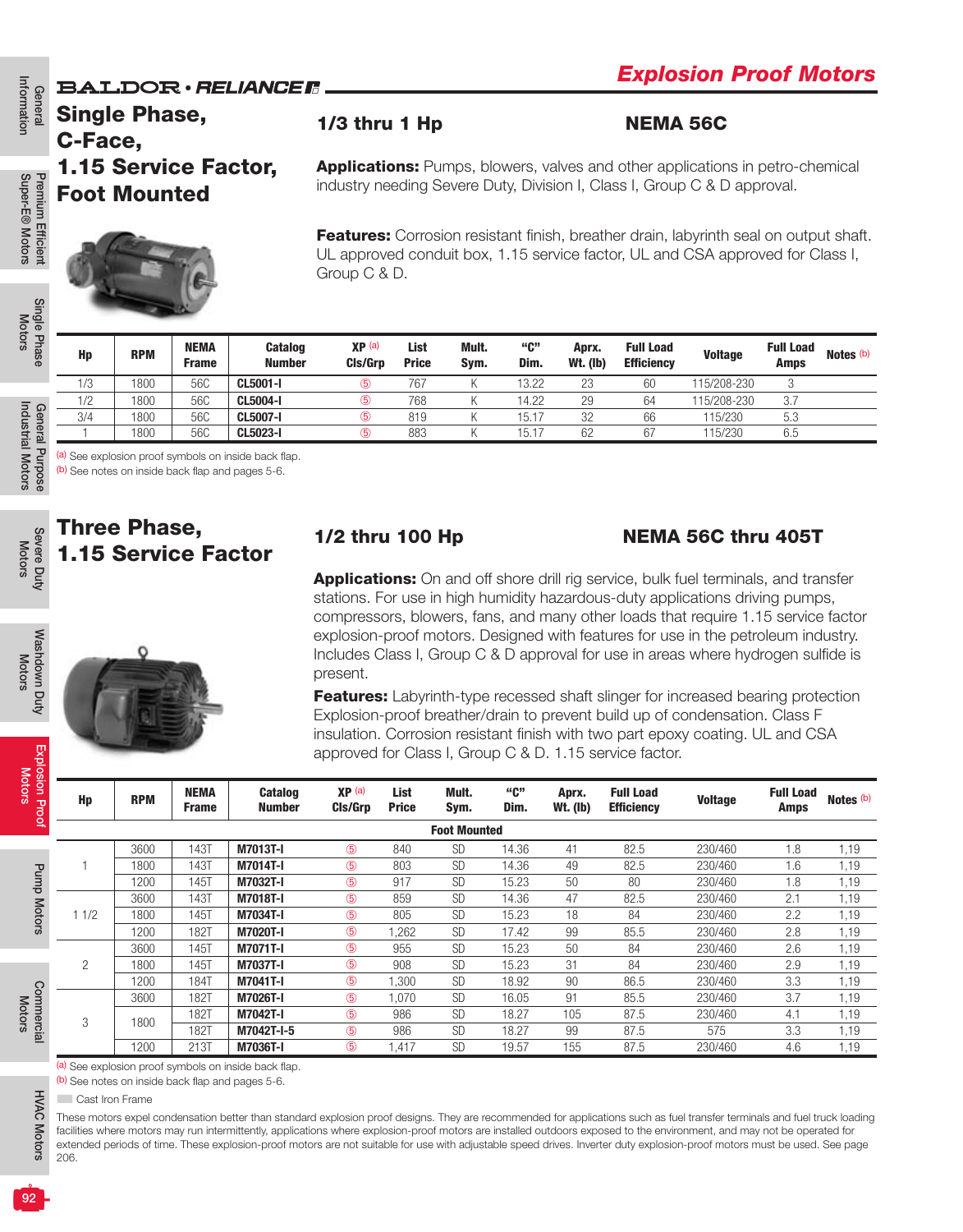**BALDOR • RELIANCE**

## Explosion Proof Motors

# Single Phase, C-Face, 1.15 Service Factor, Foot Mounted

### 1/3 thru 1 Hp

### NEMA 56C

**Applications:** Pumps, blowers, valves and other applications in petro-chemical industry needing Severe Duty, Division I, Class I, Group C & D approval.

**Features:** Corrosion resistant finish, breather drain, labyrinth seal on output shaft. UL approved conduit box, 1.15 service factor, UL and CSA approved for Class I, Group C & D.

| Hp | RPM | NEMA Frame | Catalog Number | XP (a) Cls/Grp | List Price | Mult. Sym. | "C" Dim. | Aprx. Wt. (lb) | Full Load Efficiency | Voltage | Full Load Amps | Notes (b) |
|---|---|---|---|---|---|---|---|---|---|---|---|---|
| 1/3 | 1800 | 56C | **CL5001-I** | ⑤ | 767 | K | 13.22 | 23 | 60 | 115/208-230 | 3 | |
| 1/2 | 1800 | 56C | **CL5004-I** | ⑤ | 768 | K | 14.22 | 29 | 64 | 115/208-230 | 3.7 | |
| 3/4 | 1800 | 56C | **CL5007-I** | ⑤ | 819 | K | 15.17 | 32 | 66 | 115/230 | 5.3 | |
| 1 | 1800 | 56C | **CL5023-I** | ⑤ | 883 | K | 15.17 | 62 | 67 | 115/230 | 6.5 | |

(a) See explosion proof symbols on inside back flap.
(b) See notes on inside back flap and pages 5-6.

# Three Phase, 1.15 Service Factor

### 1/2 thru 100 Hp

### NEMA 56C thru 405T

**Applications:** On and off shore drill rig service, bulk fuel terminals, and transfer stations. For use in high humidity hazardous-duty applications driving pumps, compressors, blowers, fans, and many other loads that require 1.15 service factor explosion-proof motors. Designed with features for use in the petroleum industry. Includes Class I, Group C & D approval for use in areas where hydrogen sulfide is present.

**Features:** Labyrinth-type recessed shaft slinger for increased bearing protection Explosion-proof breather/drain to prevent build up of condensation. Class F insulation. Corrosion resistant finish with two part epoxy coating. UL and CSA approved for Class I, Group C & D. 1.15 service factor.

| Hp | RPM | NEMA Frame | Catalog Number | XP (a) Cls/Grp | List Price | Mult. Sym. | "C" Dim. | Aprx. Wt. (lb) | Full Load Efficiency | Voltage | Full Load Amps | Notes (b) |
|---|---|---|---|---|---|---|---|---|---|---|---|---|
| **Foot Mounted** | | | | | | | | | | | | |
| 1 | 3600 | 143T | **M7013T-I** | ⑤ | 840 | SD | 14.36 | 41 | 82.5 | 230/460 | 1.8 | 1,19 |
| | 1800 | 143T | **M7014T-I** | ⑤ | 803 | SD | 14.36 | 49 | 82.5 | 230/460 | 1.6 | 1,19 |
| | 1200 | 145T | **M7032T-I** | ⑤ | 917 | SD | 15.23 | 50 | 80 | 230/460 | 1.8 | 1,19 |
| 1 1/2 | 3600 | 143T | **M7018T-I** | ⑤ | 859 | SD | 14.36 | 47 | 82.5 | 230/460 | 2.1 | 1,19 |
| | 1800 | 145T | **M7034T-I** | ⑤ | 805 | SD | 15.23 | 18 | 84 | 230/460 | 2.2 | 1,19 |
| | 1200 | 182T | **M7020T-I** | ⑤ | 1,262 | SD | 17.42 | 99 | 85.5 | 230/460 | 2.8 | 1,19 |
| 2 | 3600 | 145T | **M7071T-I** | ⑤ | 955 | SD | 15.23 | 50 | 84 | 230/460 | 2.6 | 1,19 |
| | 1800 | 145T | **M7037T-I** | ⑤ | 908 | SD | 15.23 | 31 | 84 | 230/460 | 2.9 | 1,19 |
| | 1200 | 184T | **M7041T-I** | ⑤ | 1,300 | SD | 18.92 | 90 | 86.5 | 230/460 | 3.3 | 1,19 |
| 3 | 3600 | 182T | **M7026T-I** | ⑤ | 1,070 | SD | 16.05 | 91 | 85.5 | 230/460 | 3.7 | 1,19 |
| | 1800 | 182T | **M7042T-I** | ⑤ | 986 | SD | 18.27 | 105 | 87.5 | 230/460 | 4.1 | 1,19 |
| | | 182T | **M7042T-I-5** | ⑤ | 986 | SD | 18.27 | 99 | 87.5 | 575 | 3.3 | 1,19 |
| | 1200 | 213T | **M7036T-I** | ⑤ | 1,417 | SD | 19.57 | 155 | 87.5 | 230/460 | 4.6 | 1,19 |

(a) See explosion proof symbols on inside back flap.
(b) See notes on inside back flap and pages 5-6.

Cast Iron Frame

These motors expel condensation better than standard explosion proof designs. They are recommended for applications such as fuel transfer terminals and fuel truck loading facilities where motors may run intermittently, applications where explosion-proof motors are installed outdoors exposed to the environment, and may not be operated for extended periods of time. These explosion-proof motors are not suitable for use with adjustable speed drives. Inverter duty explosion-proof motors must be used. See page 206.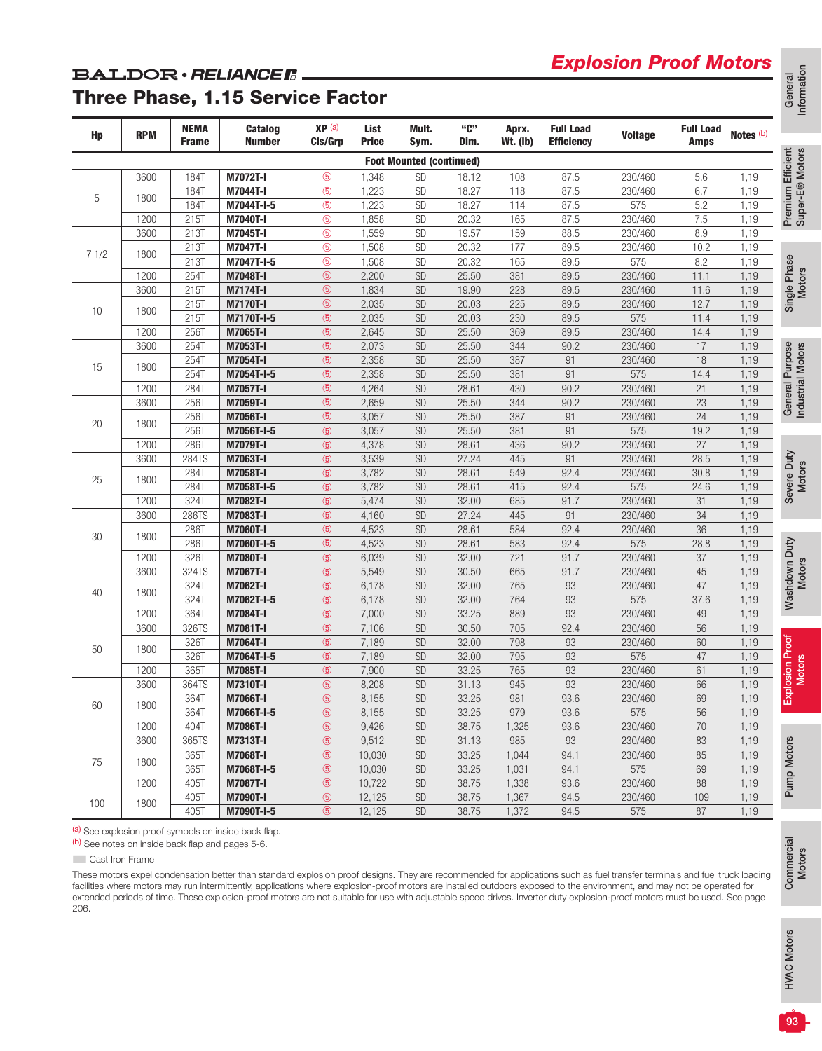## Explosion Proof Motors

BALDOR • RELIANCE

# Three Phase, 1.15 Service Factor

| Hp | RPM | NEMA Frame | Catalog Number | XP [(a)] Cls/Grp | List Price | Mult. Sym. | "C" Dim. | Aprx. Wt. (lb) | Full Load Efficiency | Voltage | Full Load Amps | Notes [(b)] |
|---|---|---|---|---|---|---|---|---|---|---|---|---|
| **Foot Mounted (continued)** | | | | | | | | | | | | |
| 5 | 3600 | 184T | **M7072T-I** | ⑤ | 1,348 | SD | 18.12 | 108 | 87.5 | 230/460 | 5.6 | 1,19 |
| | 1800 | 184T | **M7044T-I** | ⑤ | 1,223 | SD | 18.27 | 118 | 87.5 | 230/460 | 6.7 | 1,19 |
| | | 184T | **M7044T-I-5** | ⑤ | 1,223 | SD | 18.27 | 114 | 87.5 | 575 | 5.2 | 1,19 |
| | 1200 | 215T | **M7040T-I** | ⑤ | 1,858 | SD | 20.32 | 165 | 87.5 | 230/460 | 7.5 | 1,19 |
| 7 1/2 | 3600 | 213T | **M7045T-I** | ⑤ | 1,559 | SD | 19.57 | 159 | 88.5 | 230/460 | 8.9 | 1,19 |
| | 1800 | 213T | **M7047T-I** | ⑤ | 1,508 | SD | 20.32 | 177 | 89.5 | 230/460 | 10.2 | 1,19 |
| | | 213T | **M7047T-I-5** | ⑤ | 1,508 | SD | 20.32 | 165 | 89.5 | 575 | 8.2 | 1,19 |
| | 1200 | 254T | **M7048T-I** | ⑤ | 2,200 | SD | 25.50 | 381 | 89.5 | 230/460 | 11.1 | 1,19 |
| 10 | 3600 | 215T | **M7174T-I** | ⑤ | 1,834 | SD | 19.90 | 228 | 89.5 | 230/460 | 11.6 | 1,19 |
| | 1800 | 215T | **M7170T-I** | ⑤ | 2,035 | SD | 20.03 | 225 | 89.5 | 230/460 | 12.7 | 1,19 |
| | | 215T | **M7170T-I-5** | ⑤ | 2,035 | SD | 20.03 | 230 | 89.5 | 575 | 11.4 | 1,19 |
| | 1200 | 256T | **M7065T-I** | ⑤ | 2,645 | SD | 25.50 | 369 | 89.5 | 230/460 | 14.4 | 1,19 |
| 15 | 3600 | 254T | **M7053T-I** | ⑤ | 2,073 | SD | 25.50 | 344 | 90.2 | 230/460 | 17 | 1,19 |
| | 1800 | 254T | **M7054T-I** | ⑤ | 2,358 | SD | 25.50 | 387 | 91 | 230/460 | 18 | 1,19 |
| | | 254T | **M7054T-I-5** | ⑤ | 2,358 | SD | 25.50 | 381 | 91 | 575 | 14.4 | 1,19 |
| | 1200 | 284T | **M7057T-I** | ⑤ | 4,264 | SD | 28.61 | 430 | 90.2 | 230/460 | 21 | 1,19 |
| 20 | 3600 | 256T | **M7059T-I** | ⑤ | 2,659 | SD | 25.50 | 344 | 90.2 | 230/460 | 23 | 1,19 |
| | 1800 | 256T | **M7056T-I** | ⑤ | 3,057 | SD | 25.50 | 387 | 91 | 230/460 | 24 | 1,19 |
| | | 256T | **M7056T-I-5** | ⑤ | 3,057 | SD | 25.50 | 381 | 91 | 575 | 19.2 | 1,19 |
| | 1200 | 286T | **M7079T-I** | ⑤ | 4,378 | SD | 28.61 | 436 | 90.2 | 230/460 | 27 | 1,19 |
| 25 | 3600 | 284TS | **M7063T-I** | ⑤ | 3,539 | SD | 27.24 | 445 | 91 | 230/460 | 28.5 | 1,19 |
| | 1800 | 284T | **M7058T-I** | ⑤ | 3,782 | SD | 28.61 | 549 | 92.4 | 230/460 | 30.8 | 1,19 |
| | | 284T | **M7058T-I-5** | ⑤ | 3,782 | SD | 28.61 | 415 | 92.4 | 575 | 24.6 | 1,19 |
| | 1200 | 324T | **M7082T-I** | ⑤ | 5,474 | SD | 32.00 | 685 | 91.7 | 230/460 | 31 | 1,19 |
| 30 | 3600 | 286TS | **M7083T-I** | ⑤ | 4,160 | SD | 27.24 | 445 | 91 | 230/460 | 34 | 1,19 |
| | 1800 | 286T | **M7060T-I** | ⑤ | 4,523 | SD | 28.61 | 584 | 92.4 | 230/460 | 36 | 1,19 |
| | | 286T | **M7060T-I-5** | ⑤ | 4,523 | SD | 28.61 | 583 | 92.4 | 575 | 28.8 | 1,19 |
| | 1200 | 326T | **M7080T-I** | ⑤ | 6,039 | SD | 32.00 | 721 | 91.7 | 230/460 | 37 | 1,19 |
| 40 | 3600 | 324TS | **M7067T-I** | ⑤ | 5,549 | SD | 30.50 | 665 | 91.7 | 230/460 | 45 | 1,19 |
| | 1800 | 324T | **M7062T-I** | ⑤ | 6,178 | SD | 32.00 | 765 | 93 | 230/460 | 47 | 1,19 |
| | | 324T | **M7062T-I-5** | ⑤ | 6,178 | SD | 32.00 | 764 | 93 | 575 | 37.6 | 1,19 |
| | 1200 | 364T | **M7084T-I** | ⑤ | 7,000 | SD | 33.25 | 889 | 93 | 230/460 | 49 | 1,19 |
| 50 | 3600 | 326TS | **M7081T-I** | ⑤ | 7,106 | SD | 30.50 | 705 | 92.4 | 230/460 | 56 | 1,19 |
| | 1800 | 326T | **M7064T-I** | ⑤ | 7,189 | SD | 32.00 | 798 | 93 | 230/460 | 60 | 1,19 |
| | | 326T | **M7064T-I-5** | ⑤ | 7,189 | SD | 32.00 | 795 | 93 | 575 | 47 | 1,19 |
| | 1200 | 365T | **M7085T-I** | ⑤ | 7,900 | SD | 33.25 | 765 | 93 | 230/460 | 61 | 1,19 |
| 60 | 3600 | 364TS | **M7310T-I** | ⑤ | 8,208 | SD | 31.13 | 945 | 93 | 230/460 | 66 | 1,19 |
| | 1800 | 364T | **M7066T-I** | ⑤ | 8,155 | SD | 33.25 | 981 | 93.6 | 230/460 | 69 | 1,19 |
| | | 364T | **M7066T-I-5** | ⑤ | 8,155 | SD | 33.25 | 979 | 93.6 | 575 | 56 | 1,19 |
| | 1200 | 404T | **M7086T-I** | ⑤ | 9,426 | SD | 38.75 | 1,325 | 93.6 | 230/460 | 70 | 1,19 |
| 75 | 3600 | 365TS | **M7313T-I** | ⑤ | 9,512 | SD | 31.13 | 985 | 93 | 230/460 | 83 | 1,19 |
| | 1800 | 365T | **M7068T-I** | ⑤ | 10,030 | SD | 33.25 | 1,044 | 94.1 | 230/460 | 85 | 1,19 |
| | | 365T | **M7068T-I-5** | ⑤ | 10,030 | SD | 33.25 | 1,031 | 94.1 | 575 | 69 | 1,19 |
| | 1200 | 405T | **M7087T-I** | ⑤ | 10,722 | SD | 38.75 | 1,338 | 93.6 | 230/460 | 88 | 1,19 |
| 100 | 1800 | 405T | **M7090T-I** | ⑤ | 12,125 | SD | 38.75 | 1,367 | 94.5 | 230/460 | 109 | 1,19 |
| | | 405T | **M7090T-I-5** | ⑤ | 12,125 | SD | 38.75 | 1,372 | 94.5 | 575 | 87 | 1,19 |

[(a)] See explosion proof symbols on inside back flap.
[(b)] See notes on inside back flap and pages 5-6.

Cast Iron Frame

These motors expel condensation better than standard explosion proof designs. They are recommended for applications such as fuel transfer terminals and fuel truck loading facilities where motors may run intermittently, applications where explosion-proof motors are installed outdoors exposed to the environment, and may not be operated for extended periods of time. These explosion-proof motors are not suitable for use with adjustable speed drives. Inverter duty explosion-proof motors must be used. See page 206.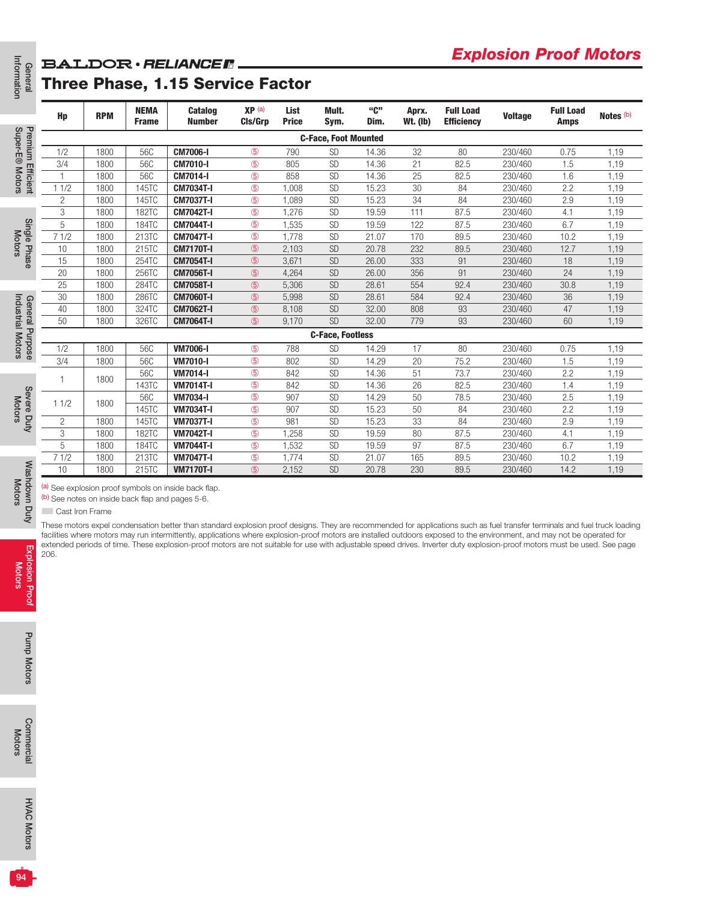# Explosion Proof Motors

BALDOR • RELIANCE

## Three Phase, 1.15 Service Factor

| Hp | RPM | NEMA Frame | Catalog Number | XP [(a)] Cls/Grp | List Price | Mult. Sym. | "C" Dim. | Aprx. Wt. (lb) | Full Load Efficiency | Voltage | Full Load Amps | Notes [(b)] |
|---|---|---|---|---|---|---|---|---|---|---|---|---|
| **C-Face, Foot Mounted** | | | | | | | | | | | | |
| 1/2 | 1800 | 56C | **CM7006-I** | ⑤ | 790 | SD | 14.36 | 32 | 80 | 230/460 | 0.75 | 1,19 |
| 3/4 | 1800 | 56C | **CM7010-I** | ⑤ | 805 | SD | 14.36 | 21 | 82.5 | 230/460 | 1.5 | 1,19 |
| 1 | 1800 | 56C | **CM7014-I** | ⑤ | 858 | SD | 14.36 | 25 | 82.5 | 230/460 | 1.6 | 1,19 |
| 1 1/2 | 1800 | 145TC | **CM7034T-I** | ⑤ | 1,008 | SD | 15.23 | 30 | 84 | 230/460 | 2.2 | 1,19 |
| 2 | 1800 | 145TC | **CM7037T-I** | ⑤ | 1,089 | SD | 15.23 | 34 | 84 | 230/460 | 2.9 | 1,19 |
| 3 | 1800 | 182TC | **CM7042T-I** | ⑤ | 1,276 | SD | 19.59 | 111 | 87.5 | 230/460 | 4.1 | 1,19 |
| 5 | 1800 | 184TC | **CM7044T-I** | ⑤ | 1,535 | SD | 19.59 | 122 | 87.5 | 230/460 | 6.7 | 1,19 |
| 7 1/2 | 1800 | 213TC | **CM7047T-I** | ⑤ | 1,778 | SD | 21.07 | 170 | 89.5 | 230/460 | 10.2 | 1,19 |
| 10 | 1800 | 215TC | **CM7170T-I** | ⑤ | 2,103 | SD | 20.78 | 232 | 89.5 | 230/460 | 12.7 | 1,19 |
| 15 | 1800 | 254TC | **CM7054T-I** | ⑤ | 3,671 | SD | 26.00 | 333 | 91 | 230/460 | 18 | 1,19 |
| 20 | 1800 | 256TC | **CM7056T-I** | ⑤ | 4,264 | SD | 26.00 | 356 | 91 | 230/460 | 24 | 1,19 |
| 25 | 1800 | 284TC | **CM7058T-I** | ⑤ | 5,306 | SD | 28.61 | 554 | 92.4 | 230/460 | 30.8 | 1,19 |
| 30 | 1800 | 286TC | **CM7060T-I** | ⑤ | 5,998 | SD | 28.61 | 584 | 92.4 | 230/460 | 36 | 1,19 |
| 40 | 1800 | 324TC | **CM7062T-I** | ⑤ | 8,108 | SD | 32.00 | 808 | 93 | 230/460 | 47 | 1,19 |
| 50 | 1800 | 326TC | **CM7064T-I** | ⑤ | 9,170 | SD | 32.00 | 779 | 93 | 230/460 | 60 | 1,19 |
| **C-Face, Footless** | | | | | | | | | | | | |
| 1/2 | 1800 | 56C | **VM7006-I** | ⑤ | 788 | SD | 14.29 | 17 | 80 | 230/460 | 0.75 | 1,19 |
| 3/4 | 1800 | 56C | **VM7010-I** | ⑤ | 802 | SD | 14.29 | 20 | 75.2 | 230/460 | 1.5 | 1,19 |
| 1 | 1800 | 56C | **VM7014-I** | ⑤ | 842 | SD | 14.36 | 51 | 73.7 | 230/460 | 2.2 | 1,19 |
| | | 143TC | **VM7014T-I** | ⑤ | 842 | SD | 14.36 | 26 | 82.5 | 230/460 | 1.4 | 1,19 |
| 1 1/2 | 1800 | 56C | **VM7034-I** | ⑤ | 907 | SD | 14.29 | 50 | 78.5 | 230/460 | 2.5 | 1,19 |
| | | 145TC | **VM7034T-I** | ⑤ | 907 | SD | 15.23 | 50 | 84 | 230/460 | 2.2 | 1,19 |
| 2 | 1800 | 145TC | **VM7037T-I** | ⑤ | 981 | SD | 15.23 | 33 | 84 | 230/460 | 2.9 | 1,19 |
| 3 | 1800 | 182TC | **VM7042T-I** | ⑤ | 1,258 | SD | 19.59 | 80 | 87.5 | 230/460 | 4.1 | 1,19 |
| 5 | 1800 | 184TC | **VM7044T-I** | ⑤ | 1,532 | SD | 19.59 | 97 | 87.5 | 230/460 | 6.7 | 1,19 |
| 7 1/2 | 1800 | 213TC | **VM7047T-I** | ⑤ | 1,774 | SD | 21.07 | 165 | 89.5 | 230/460 | 10.2 | 1,19 |
| 10 | 1800 | 215TC | **VM7170T-I** | ⑤ | 2,152 | SD | 20.78 | 230 | 89.5 | 230/460 | 14.2 | 1,19 |

(a) See explosion proof symbols on inside back flap.

(b) See notes on inside back flap and pages 5-6.

Cast Iron Frame

These motors expel condensation better than standard explosion proof designs. They are recommended for applications such as fuel transfer terminals and fuel truck loading facilities where motors may run intermittently, applications where explosion-proof motors are installed outdoors exposed to the environment, and may not be operated for extended periods of time. These explosion-proof motors are not suitable for use with adjustable speed drives. Inverter duty explosion-proof motors must be used. See page 206.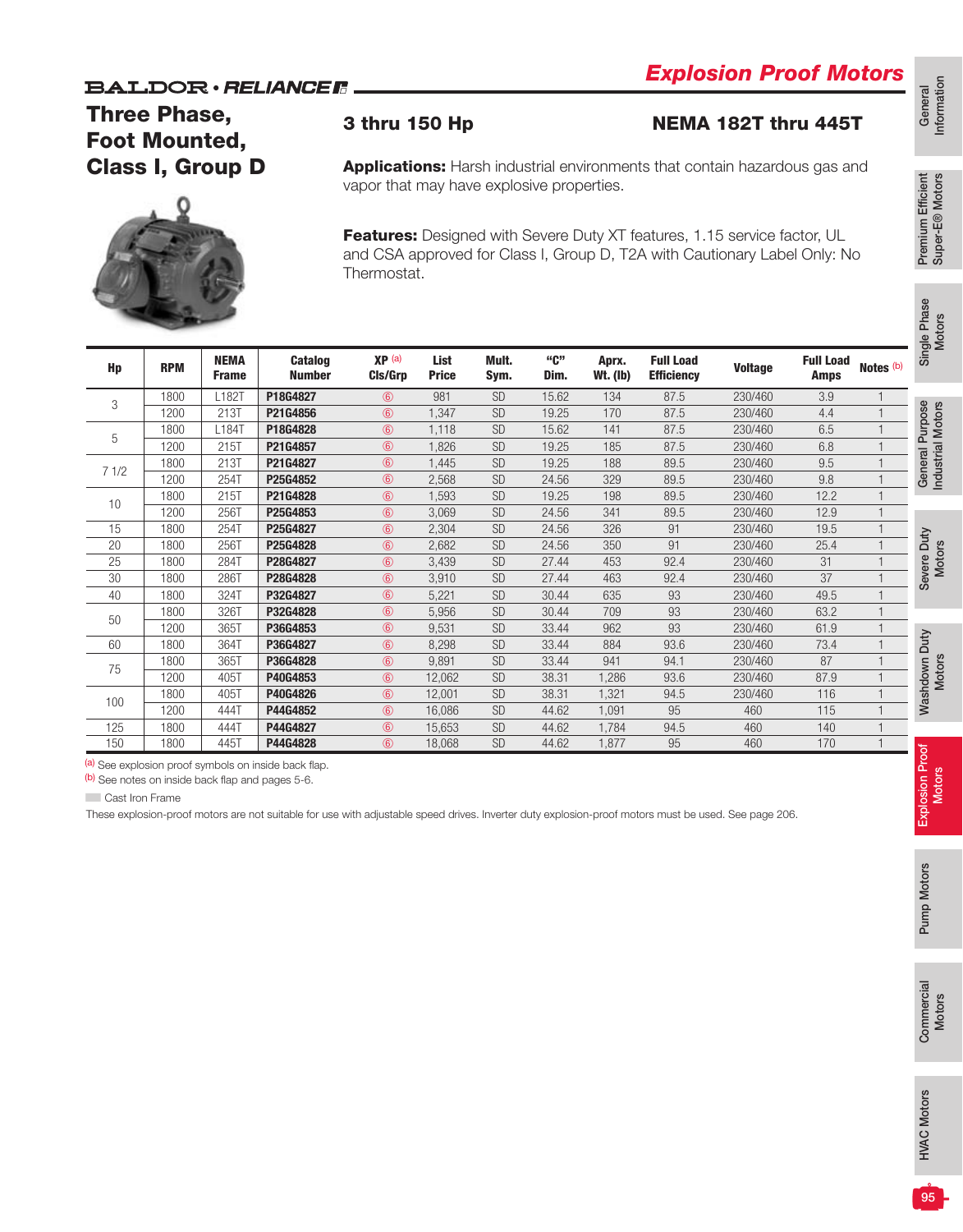# Explosion Proof Motors

BALDOR • RELIANCE

## Three Phase, Foot Mounted, Class I, Group D

### 3 thru 150 Hp

### NEMA 182T thru 445T

**Applications:** Harsh industrial environments that contain hazardous gas and vapor that may have explosive properties.

**Features:** Designed with Severe Duty XT features, 1.15 service factor, UL and CSA approved for Class I, Group D, T2A with Cautionary Label Only: No Thermostat.

| Hp | RPM | NEMA Frame | Catalog Number | XP [(a)] Cls/Grp | List Price | Mult. Sym. | "C" Dim. | Aprx. Wt. (lb) | Full Load Efficiency | Voltage | Full Load Amps | Notes [(b)] |
|---|---|---|---|---|---|---|---|---|---|---|---|---|
| 3 | 1800 | L182T | **P18G4827** | ⑥ | 981 | SD | 15.62 | 134 | 87.5 | 230/460 | 3.9 | 1 |
| | 1200 | 213T | **P21G4856** | ⑥ | 1,347 | SD | 19.25 | 170 | 87.5 | 230/460 | 4.4 | 1 |
| 5 | 1800 | L184T | **P18G4828** | ⑥ | 1,118 | SD | 15.62 | 141 | 87.5 | 230/460 | 6.5 | 1 |
| | 1200 | 215T | **P21G4857** | ⑥ | 1,826 | SD | 19.25 | 185 | 87.5 | 230/460 | 6.8 | 1 |
| 7 1/2 | 1800 | 213T | **P21G4827** | ⑥ | 1,445 | SD | 19.25 | 188 | 89.5 | 230/460 | 9.5 | 1 |
| | 1200 | 254T | **P25G4852** | ⑥ | 2,568 | SD | 24.56 | 329 | 89.5 | 230/460 | 9.8 | 1 |
| 10 | 1800 | 215T | **P21G4828** | ⑥ | 1,593 | SD | 19.25 | 198 | 89.5 | 230/460 | 12.2 | 1 |
| | 1200 | 256T | **P25G4853** | ⑥ | 3,069 | SD | 24.56 | 341 | 89.5 | 230/460 | 12.9 | 1 |
| 15 | 1800 | 254T | **P25G4827** | ⑥ | 2,304 | SD | 24.56 | 326 | 91 | 230/460 | 19.5 | 1 |
| 20 | 1800 | 256T | **P25G4828** | ⑥ | 2,682 | SD | 24.56 | 350 | 91 | 230/460 | 25.4 | 1 |
| 25 | 1800 | 284T | **P28G4827** | ⑥ | 3,439 | SD | 27.44 | 453 | 92.4 | 230/460 | 31 | 1 |
| 30 | 1800 | 286T | **P28G4828** | ⑥ | 3,910 | SD | 27.44 | 463 | 92.4 | 230/460 | 37 | 1 |
| 40 | 1800 | 324T | **P32G4827** | ⑥ | 5,221 | SD | 30.44 | 635 | 93 | 230/460 | 49.5 | 1 |
| 50 | 1800 | 326T | **P32G4828** | ⑥ | 5,956 | SD | 30.44 | 709 | 93 | 230/460 | 63.2 | 1 |
| | 1200 | 365T | **P36G4853** | ⑥ | 9,531 | SD | 33.44 | 962 | 93 | 230/460 | 61.9 | 1 |
| 60 | 1800 | 364T | **P36G4827** | ⑥ | 8,298 | SD | 33.44 | 884 | 93.6 | 230/460 | 73.4 | 1 |
| 75 | 1800 | 365T | **P36G4828** | ⑥ | 9,891 | SD | 33.44 | 941 | 94.1 | 230/460 | 87 | 1 |
| | 1200 | 405T | **P40G4853** | ⑥ | 12,062 | SD | 38.31 | 1,286 | 93.6 | 230/460 | 87.9 | 1 |
| 100 | 1800 | 405T | **P40G4826** | ⑥ | 12,001 | SD | 38.31 | 1,321 | 94.5 | 230/460 | 116 | 1 |
| | 1200 | 444T | **P44G4852** | ⑥ | 16,086 | SD | 44.62 | 1,091 | 95 | 460 | 115 | 1 |
| 125 | 1800 | 444T | **P44G4827** | ⑥ | 15,653 | SD | 44.62 | 1,784 | 94.5 | 460 | 140 | 1 |
| 150 | 1800 | 445T | **P44G4828** | ⑥ | 18,068 | SD | 44.62 | 1,877 | 95 | 460 | 170 | 1 |

(a) See explosion proof symbols on inside back flap.
(b) See notes on inside back flap and pages 5-6.

Cast Iron Frame

These explosion-proof motors are not suitable for use with adjustable speed drives. Inverter duty explosion-proof motors must be used. See page 206.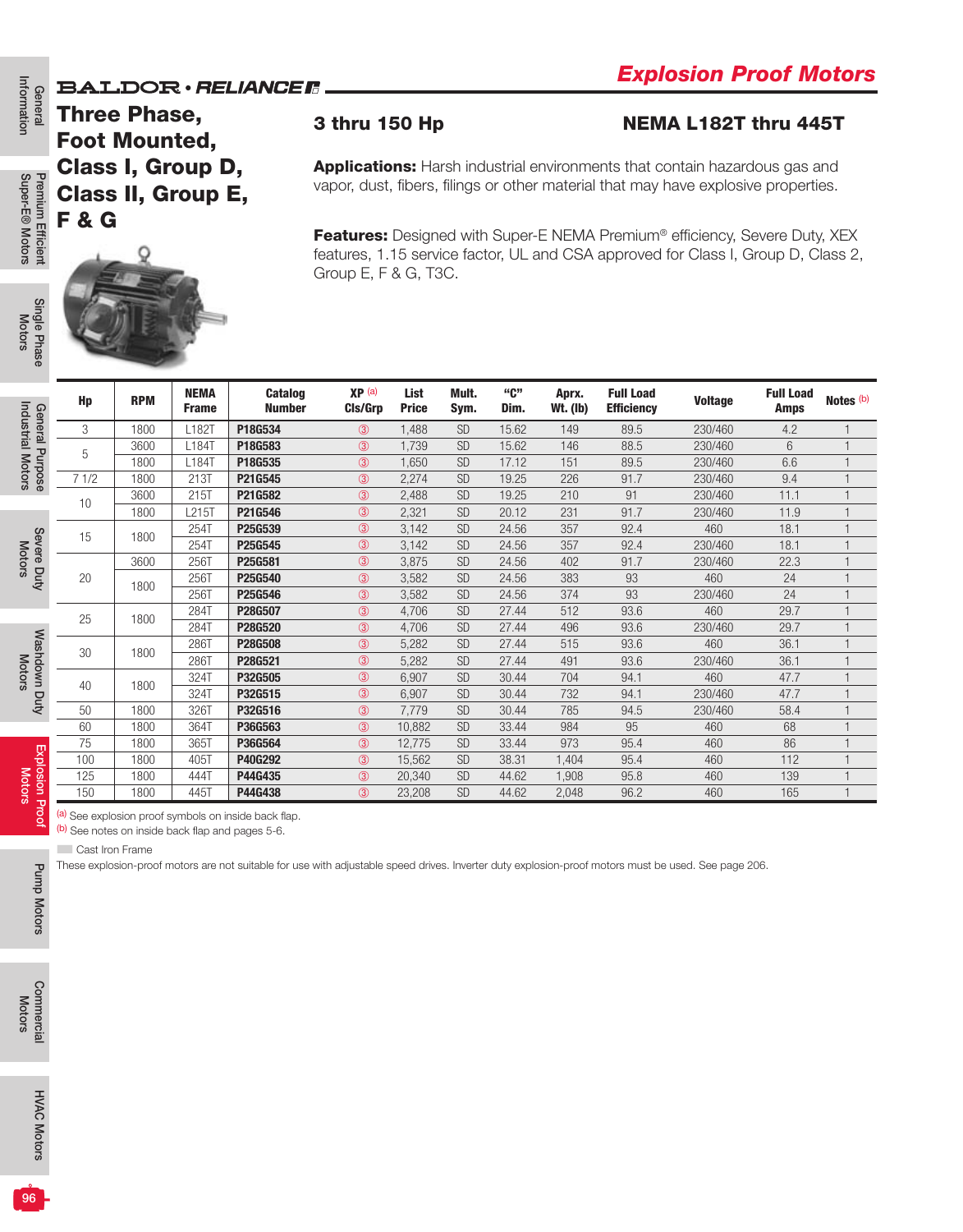# Explosion Proof Motors

## Three Phase, Foot Mounted, Class I, Group D, Class II, Group E, F & G

### 3 thru 150 Hp

### NEMA L182T thru 445T

**Applications:** Harsh industrial environments that contain hazardous gas and vapor, dust, fibers, filings or other material that may have explosive properties.

**Features:** Designed with Super-E NEMA Premium® efficiency, Severe Duty, XEX features, 1.15 service factor, UL and CSA approved for Class I, Group D, Class 2, Group E, F & G, T3C.

| Hp | RPM | NEMA Frame | Catalog Number | XP [a] Cls/Grp | List Price | Mult. Sym. | "C" Dim. | Aprx. Wt. (lb) | Full Load Efficiency | Voltage | Full Load Amps | Notes [b] |
|---|---|---|---|---|---|---|---|---|---|---|---|---|
| 3 | 1800 | L182T | **P18G534** | ③ | 1,488 | SD | 15.62 | 149 | 89.5 | 230/460 | 4.2 | 1 |
| 5 | 3600 | L184T | **P18G583** | ③ | 1,739 | SD | 15.62 | 146 | 88.5 | 230/460 | 6 | 1 |
| | 1800 | L184T | **P18G535** | ③ | 1,650 | SD | 17.12 | 151 | 89.5 | 230/460 | 6.6 | 1 |
| 7 1/2 | 1800 | 213T | **P21G545** | ③ | 2,274 | SD | 19.25 | 226 | 91.7 | 230/460 | 9.4 | 1 |
| 10 | 3600 | 215T | **P21G582** | ③ | 2,488 | SD | 19.25 | 210 | 91 | 230/460 | 11.1 | 1 |
| | 1800 | L215T | **P21G546** | ③ | 2,321 | SD | 20.12 | 231 | 91.7 | 230/460 | 11.9 | 1 |
| 15 | 1800 | 254T | **P25G539** | ③ | 3,142 | SD | 24.56 | 357 | 92.4 | 460 | 18.1 | 1 |
| | | 254T | **P25G545** | ③ | 3,142 | SD | 24.56 | 357 | 92.4 | 230/460 | 18.1 | 1 |
| 20 | 3600 | 256T | **P25G581** | ③ | 3,875 | SD | 24.56 | 402 | 91.7 | 230/460 | 22.3 | 1 |
| | 1800 | 256T | **P25G540** | ③ | 3,582 | SD | 24.56 | 383 | 93 | 460 | 24 | 1 |
| | | 256T | **P25G546** | ③ | 3,582 | SD | 24.56 | 374 | 93 | 230/460 | 24 | 1 |
| 25 | 1800 | 284T | **P28G507** | ③ | 4,706 | SD | 27.44 | 512 | 93.6 | 460 | 29.7 | 1 |
| | | 284T | **P28G520** | ③ | 4,706 | SD | 27.44 | 496 | 93.6 | 230/460 | 29.7 | 1 |
| 30 | 1800 | 286T | **P28G508** | ③ | 5,282 | SD | 27.44 | 515 | 93.6 | 460 | 36.1 | 1 |
| | | 286T | **P28G521** | ③ | 5,282 | SD | 27.44 | 491 | 93.6 | 230/460 | 36.1 | 1 |
| 40 | 1800 | 324T | **P32G505** | ③ | 6,907 | SD | 30.44 | 704 | 94.1 | 460 | 47.7 | 1 |
| | | 324T | **P32G515** | ③ | 6,907 | SD | 30.44 | 732 | 94.1 | 230/460 | 47.7 | 1 |
| 50 | 1800 | 326T | **P32G516** | ③ | 7,779 | SD | 30.44 | 785 | 94.5 | 230/460 | 58.4 | 1 |
| 60 | 1800 | 364T | **P36G563** | ③ | 10,882 | SD | 33.44 | 984 | 95 | 460 | 68 | 1 |
| 75 | 1800 | 365T | **P36G564** | ③ | 12,775 | SD | 33.44 | 973 | 95.4 | 460 | 86 | 1 |
| 100 | 1800 | 405T | **P40G292** | ③ | 15,562 | SD | 38.31 | 1,404 | 95.4 | 460 | 112 | 1 |
| 125 | 1800 | 444T | **P44G435** | ③ | 20,340 | SD | 44.62 | 1,908 | 95.8 | 460 | 139 | 1 |
| 150 | 1800 | 445T | **P44G438** | ③ | 23,208 | SD | 44.62 | 2,048 | 96.2 | 460 | 165 | 1 |

[a] See explosion proof symbols on inside back flap.
[b] See notes on inside back flap and pages 5-6.

Cast Iron Frame

These explosion-proof motors are not suitable for use with adjustable speed drives. Inverter duty explosion-proof motors must be used. See page 206.